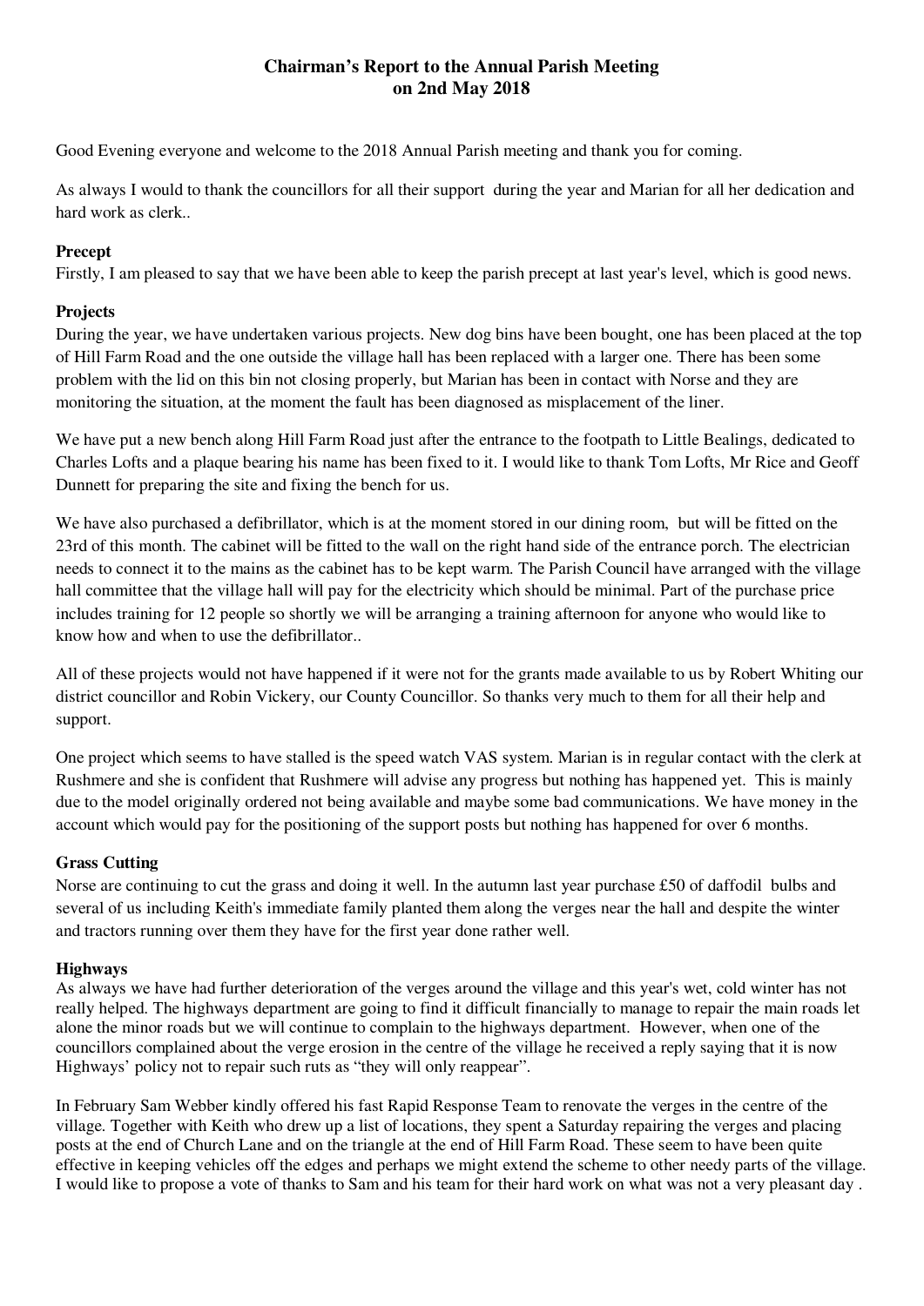# Chairman's Report to the Annual Parish Meeting on 2nd May 2018

Good Evening everyone and welcome to the 2018 Annual Parish meeting and thank you for coming.

As always I would to thank the councillors for all their support during the year and Marian for all her dedication and hard work as clerk..

### Precept

Firstly, I am pleased to say that we have been able to keep the parish precept at last year's level, which is good news.

### Projects

During the year, we have undertaken various projects. New dog bins have been bought, one has been placed at the top of Hill Farm Road and the one outside the village hall has been replaced with a larger one. There has been some problem with the lid on this bin not closing properly, but Marian has been in contact with Norse and they are monitoring the situation, at the moment the fault has been diagnosed as misplacement of the liner.

We have put a new bench along Hill Farm Road just after the entrance to the footpath to Little Bealings, dedicated to Charles Lofts and a plaque bearing his name has been fixed to it. I would like to thank Tom Lofts, Mr Rice and Geoff Dunnett for preparing the site and fixing the bench for us.

We have also purchased a defibrillator, which is at the moment stored in our dining room, but will be fitted on the 23rd of this month. The cabinet will be fitted to the wall on the right hand side of the entrance porch. The electrician needs to connect it to the mains as the cabinet has to be kept warm. The Parish Council have arranged with the village hall committee that the village hall will pay for the electricity which should be minimal. Part of the purchase price includes training for 12 people so shortly we will be arranging a training afternoon for anyone who would like to know how and when to use the defibrillator..

All of these projects would not have happened if it were not for the grants made available to us by Robert Whiting our district councillor and Robin Vickery, our County Councillor. So thanks very much to them for all their help and support.

One project which seems to have stalled is the speed watch VAS system. Marian is in regular contact with the clerk at Rushmere and she is confident that Rushmere will advise any progress but nothing has happened yet. This is mainly due to the model originally ordered not being available and maybe some bad communications. We have money in the account which would pay for the positioning of the support posts but nothing has happened for over 6 months.

### Grass Cutting

Norse are continuing to cut the grass and doing it well. In the autumn last year purchase £50 of daffodil bulbs and several of us including Keith's immediate family planted them along the verges near the hall and despite the winter and tractors running over them they have for the first year done rather well.

### Highways

As always we have had further deterioration of the verges around the village and this year's wet, cold winter has not really helped. The highways department are going to find it difficult financially to manage to repair the main roads let alone the minor roads but we will continue to complain to the highways department. However, when one of the councillors complained about the verge erosion in the centre of the village he received a reply saying that it is now Highways' policy not to repair such ruts as "they will only reappear".

In February Sam Webber kindly offered his fast Rapid Response Team to renovate the verges in the centre of the village. Together with Keith who drew up a list of locations, they spent a Saturday repairing the verges and placing posts at the end of Church Lane and on the triangle at the end of Hill Farm Road. These seem to have been quite effective in keeping vehicles off the edges and perhaps we might extend the scheme to other needy parts of the village. I would like to propose a vote of thanks to Sam and his team for their hard work on what was not a very pleasant day .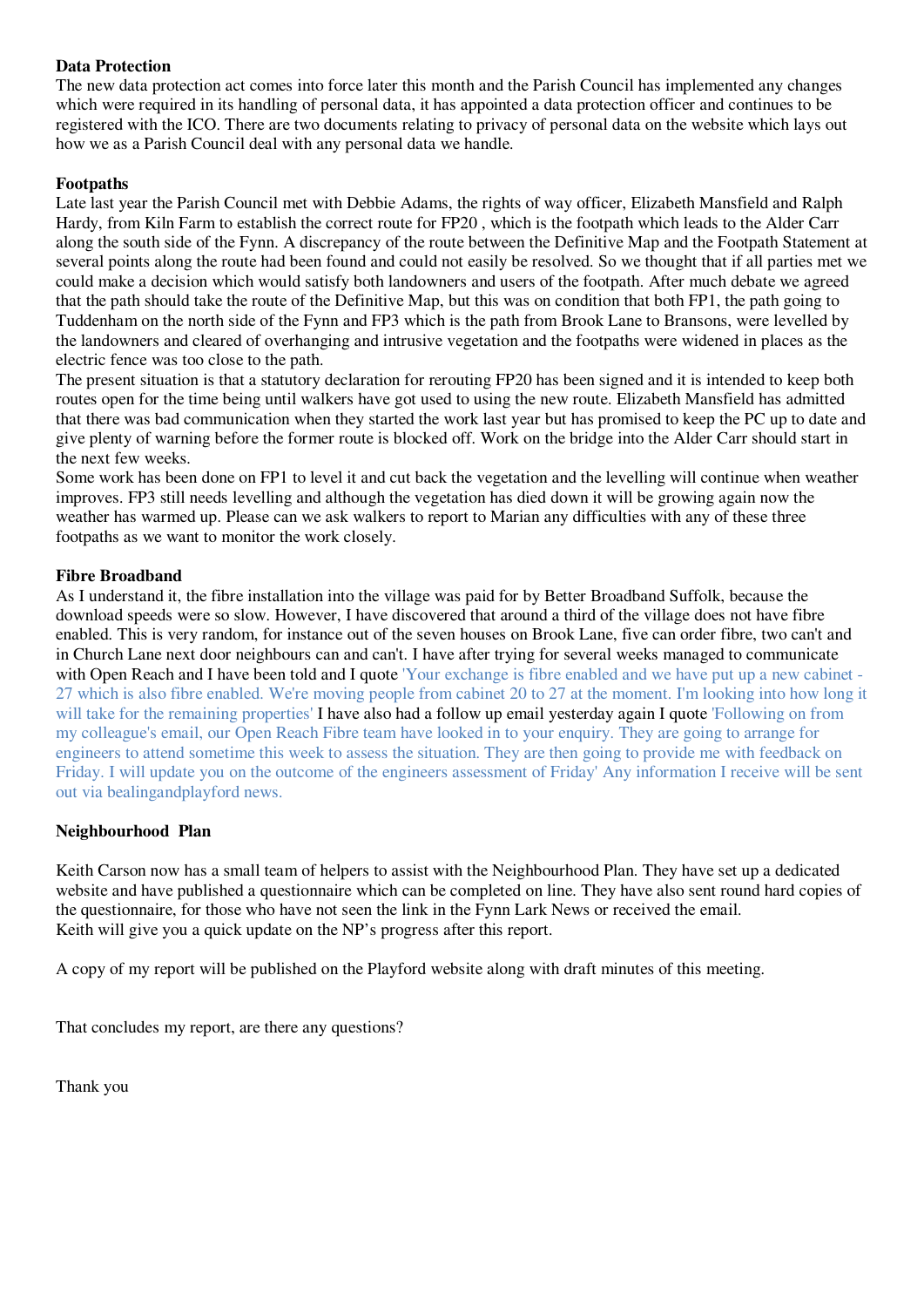**Data Protection**

The new data protection act comes into force later this month and the Parish Council has implemented any changes which were required in its handling of personal data, it has appointed a data protection officer and continues to be registered with the ICO. There are two documents relating to privacy of personal data on the website which lays out how we as a Parish Council deal with any personal data we handle.

**Footpaths**

Late last year the Parish Council met with Debbie Adams, the rights of way officer, Elizabeth Mansfield and Ralph Hardy, from Kiln Farm to establish the correct route for FP20 , which is the footpath which leads to the Alder Carr along the south side of the Fynn. A discrepancy of the route between the Definitive Map and the Footpath Statement at several points along the route had been found and could not easily be resolved. So we thought that if all parties met we could make a decision which would satisfy both landowners and users of the footpath. After much debate we agreed that the path should take the route of the Definitive Map, but this was on condition that both FP1, the path going to Tuddenham on the north side of the Fynn and FP3 which is the path from Brook Lane to Bransons, were levelled by the landowners and cleared of overhanging and intrusive vegetation and the footpaths were widened in places as the electric fence was too close to the path.

The present situation is that a statutory declaration for rerouting FP20 has been signed and it is intended to keep both routes open for the time being until walkers have got used to using the new route. Elizabeth Mansfield has admitted that there was bad communication when they started the work last year but has promised to keep the PC up to date and give plenty of warning before the former route is blocked off. Work on the bridge into the Alder Carr should start in the next few weeks.

Some work has been done on FP1 to level it and cut back the vegetation and the levelling will continue when weather improves. FP3 still needs levelling and although the vegetation has died down it will be growing again now the weather has warmed up. Please can we ask walkers to report to Marian any difficulties with any of these three footpaths as we want to monitor the work closely.

**Fibre Broadband**

As I understand it, the fibre installation into the village was paid for by Better Broadband Suffolk, because the download speeds were so slow. However, I have discovered that around a third of the village does not have fibre enabled. This is very random, for instance out of the seven houses on Brook Lane, five can order fibre, two can't and in Church Lane next door neighbours can and can't. I have after trying for several weeks managed to communicate with Open Reach and I have been told and I quote 'Your exchange is fibre enabled and we have put up a new cabinet - 27 which is also fibre enabled. We're moving people from cabinet 20 to 27 at the moment. I'm looking into how long it will take for the remaining properties' I have also had a follow up email yesterday again I quote 'Following on from my colleague's email, our Open Reach Fibre team have looked in to your enquiry. They are going to arrange for engineers to attend sometime this week to assess the situation. They are then going to provide me with feedback on Friday. I will update you on the outcome of the engineers assessment of Friday' Any information I receive will be sent out via bealingandplayford news.

**Neighbourhood Plan**

Keith Carson now has a small team of helpers to assist with the Neighbourhood Plan. They have set up a dedicated website and have published a questionnaire which can be completed on line. They have also sent round hard copies of the questionnaire, for those who have not seen the link in the Fynn Lark News or received the email.

Keith will give you a quick update on the NP's progress after this report.

A copy of my report will be published on the Playford website along with draft minutes of this meeting.

That concludes my report, are there any questions?

Thank you